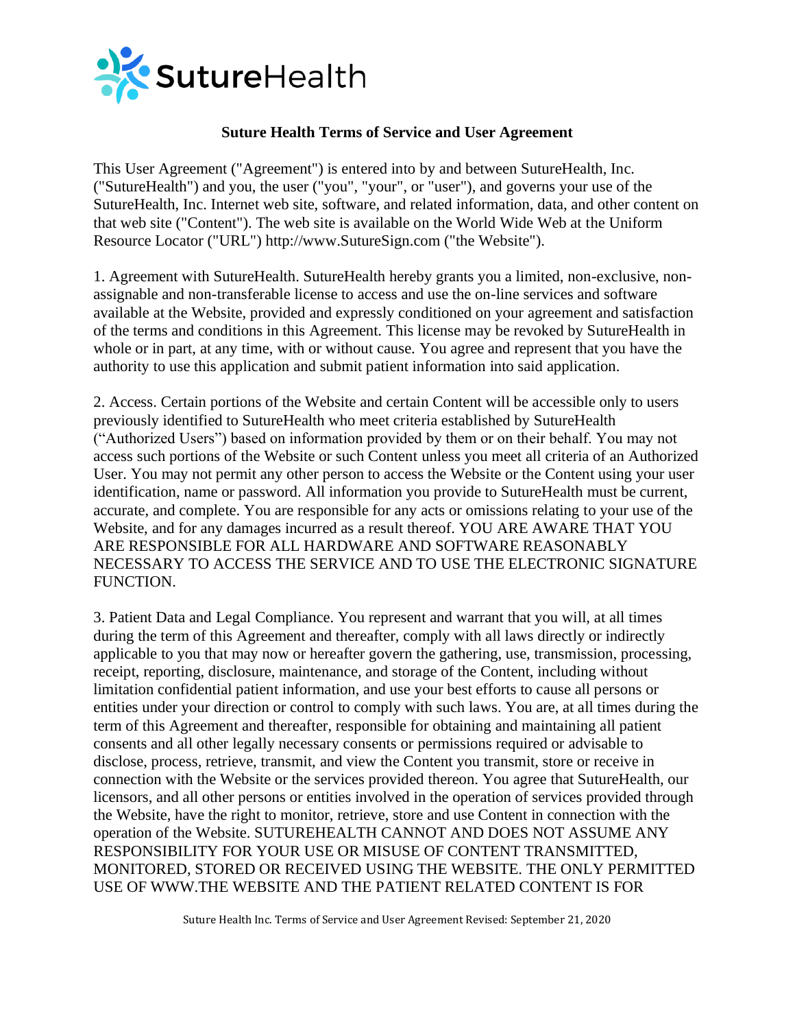# Suture Health Terms of Service and User Agreement

This User Agreement ("Agreement") is entered into by and between SutureHealth, Inc. ("SutureHealth") and you, the user ("you", "your", or "user"), and governs your use of the SutureHealth, Inc. Internet web site, software, and related information, data, and other content on that web site ("Content"). The web site is available on the World Wide Web at the Uniform Resource Locator ("URL") http://www.SutureSign.com ("the Website").

1. Agreement with SutureHealth. SutureHealth hereby grants you a limited, non-exclusive, non-assignable and non-transferable license to access and use the on-line services and software available at the Website, provided and expressly conditioned on your agreement and satisfaction of the terms and conditions in this Agreement. This license may be revoked by SutureHealth in whole or in part, at any time, with or without cause. You agree and represent that you have the authority to use this application and submit patient information into said application.

2. Access. Certain portions of the Website and certain Content will be accessible only to users previously identified to SutureHealth who meet criteria established by SutureHealth ("Authorized Users") based on information provided by them or on their behalf. You may not access such portions of the Website or such Content unless you meet all criteria of an Authorized User. You may not permit any other person to access the Website or the Content using your user identification, name or password. All information you provide to SutureHealth must be current, accurate, and complete. You are responsible for any acts or omissions relating to your use of the Website, and for any damages incurred as a result thereof. YOU ARE AWARE THAT YOU ARE RESPONSIBLE FOR ALL HARDWARE AND SOFTWARE REASONABLY NECESSARY TO ACCESS THE SERVICE AND TO USE THE ELECTRONIC SIGNATURE FUNCTION.

3. Patient Data and Legal Compliance. You represent and warrant that you will, at all times during the term of this Agreement and thereafter, comply with all laws directly or indirectly applicable to you that may now or hereafter govern the gathering, use, transmission, processing, receipt, reporting, disclosure, maintenance, and storage of the Content, including without limitation confidential patient information, and use your best efforts to cause all persons or entities under your direction or control to comply with such laws. You are, at all times during the term of this Agreement and thereafter, responsible for obtaining and maintaining all patient consents and all other legally necessary consents or permissions required or advisable to disclose, process, retrieve, transmit, and view the Content you transmit, store or receive in connection with the Website or the services provided thereon. You agree that SutureHealth, our licensors, and all other persons or entities involved in the operation of services provided through the Website, have the right to monitor, retrieve, store and use Content in connection with the operation of the Website. SUTUREHEALTH CANNOT AND DOES NOT ASSUME ANY RESPONSIBILITY FOR YOUR USE OR MISUSE OF CONTENT TRANSMITTED, MONITORED, STORED OR RECEIVED USING THE WEBSITE. THE ONLY PERMITTED USE OF WWW.THE WEBSITE AND THE PATIENT RELATED CONTENT IS FOR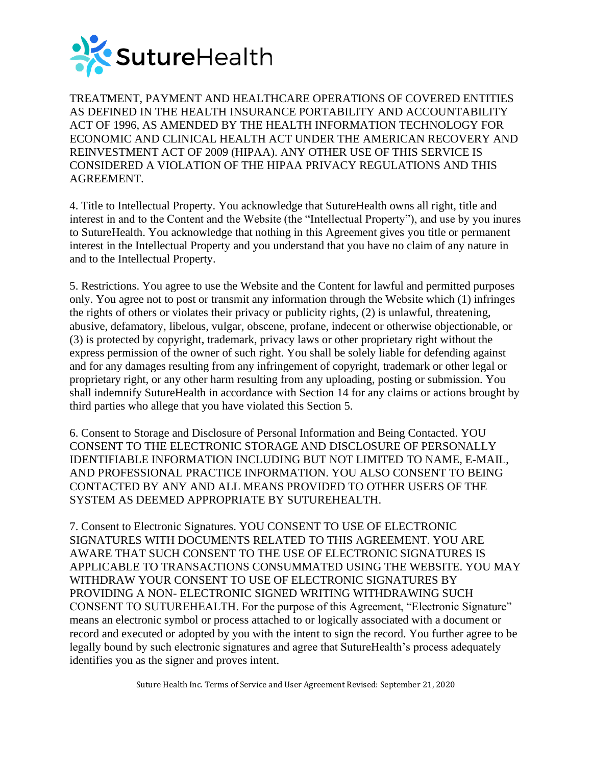TREATMENT, PAYMENT AND HEALTHCARE OPERATIONS OF COVERED ENTITIES AS DEFINED IN THE HEALTH INSURANCE PORTABILITY AND ACCOUNTABILITY ACT OF 1996, AS AMENDED BY THE HEALTH INFORMATION TECHNOLOGY FOR ECONOMIC AND CLINICAL HEALTH ACT UNDER THE AMERICAN RECOVERY AND REINVESTMENT ACT OF 2009 (HIPAA). ANY OTHER USE OF THIS SERVICE IS CONSIDERED A VIOLATION OF THE HIPAA PRIVACY REGULATIONS AND THIS AGREEMENT.

4. Title to Intellectual Property. You acknowledge that SutureHealth owns all right, title and interest in and to the Content and the Website (the "Intellectual Property"), and use by you inures to SutureHealth. You acknowledge that nothing in this Agreement gives you title or permanent interest in the Intellectual Property and you understand that you have no claim of any nature in and to the Intellectual Property.

5. Restrictions. You agree to use the Website and the Content for lawful and permitted purposes only. You agree not to post or transmit any information through the Website which (1) infringes the rights of others or violates their privacy or publicity rights, (2) is unlawful, threatening, abusive, defamatory, libelous, vulgar, obscene, profane, indecent or otherwise objectionable, or (3) is protected by copyright, trademark, privacy laws or other proprietary right without the express permission of the owner of such right. You shall be solely liable for defending against and for any damages resulting from any infringement of copyright, trademark or other legal or proprietary right, or any other harm resulting from any uploading, posting or submission. You shall indemnify SutureHealth in accordance with Section 14 for any claims or actions brought by third parties who allege that you have violated this Section 5.

6. Consent to Storage and Disclosure of Personal Information and Being Contacted. YOU CONSENT TO THE ELECTRONIC STORAGE AND DISCLOSURE OF PERSONALLY IDENTIFIABLE INFORMATION INCLUDING BUT NOT LIMITED TO NAME, E-MAIL, AND PROFESSIONAL PRACTICE INFORMATION. YOU ALSO CONSENT TO BEING CONTACTED BY ANY AND ALL MEANS PROVIDED TO OTHER USERS OF THE SYSTEM AS DEEMED APPROPRIATE BY SUTUREHEALTH.

7. Consent to Electronic Signatures. YOU CONSENT TO USE OF ELECTRONIC SIGNATURES WITH DOCUMENTS RELATED TO THIS AGREEMENT. YOU ARE AWARE THAT SUCH CONSENT TO THE USE OF ELECTRONIC SIGNATURES IS APPLICABLE TO TRANSACTIONS CONSUMMATED USING THE WEBSITE. YOU MAY WITHDRAW YOUR CONSENT TO USE OF ELECTRONIC SIGNATURES BY PROVIDING A NON- ELECTRONIC SIGNED WRITING WITHDRAWING SUCH CONSENT TO SUTUREHEALTH. For the purpose of this Agreement, "Electronic Signature" means an electronic symbol or process attached to or logically associated with a document or record and executed or adopted by you with the intent to sign the record. You further agree to be legally bound by such electronic signatures and agree that SutureHealth's process adequately identifies you as the signer and proves intent.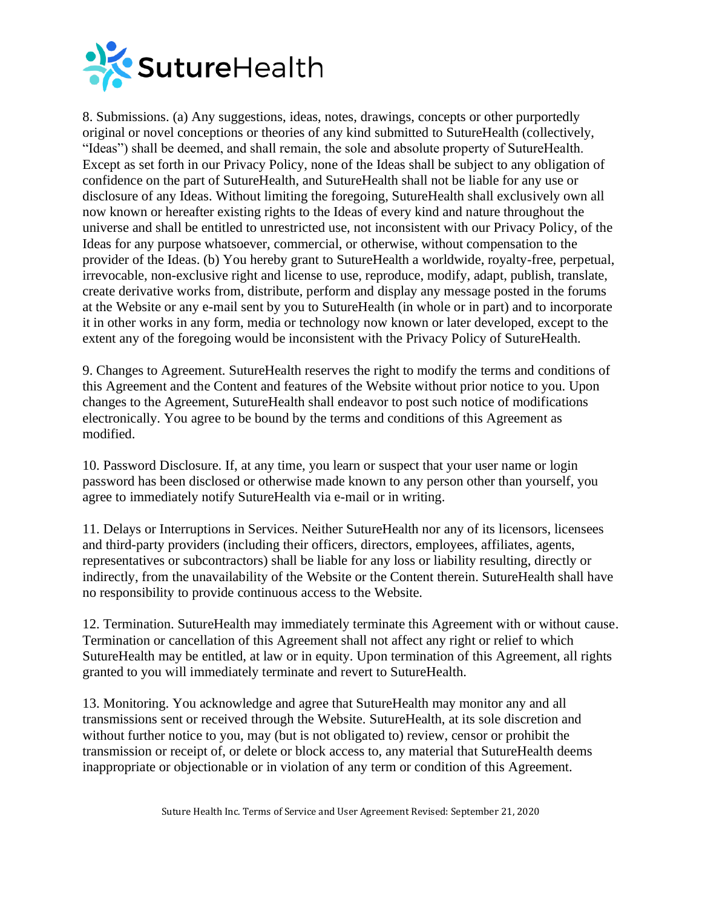8. Submissions. (a) Any suggestions, ideas, notes, drawings, concepts or other purportedly original or novel conceptions or theories of any kind submitted to SutureHealth (collectively, "Ideas") shall be deemed, and shall remain, the sole and absolute property of SutureHealth. Except as set forth in our Privacy Policy, none of the Ideas shall be subject to any obligation of confidence on the part of SutureHealth, and SutureHealth shall not be liable for any use or disclosure of any Ideas. Without limiting the foregoing, SutureHealth shall exclusively own all now known or hereafter existing rights to the Ideas of every kind and nature throughout the universe and shall be entitled to unrestricted use, not inconsistent with our Privacy Policy, of the Ideas for any purpose whatsoever, commercial, or otherwise, without compensation to the provider of the Ideas. (b) You hereby grant to SutureHealth a worldwide, royalty-free, perpetual, irrevocable, non-exclusive right and license to use, reproduce, modify, adapt, publish, translate, create derivative works from, distribute, perform and display any message posted in the forums at the Website or any e-mail sent by you to SutureHealth (in whole or in part) and to incorporate it in other works in any form, media or technology now known or later developed, except to the extent any of the foregoing would be inconsistent with the Privacy Policy of SutureHealth.

9. Changes to Agreement. SutureHealth reserves the right to modify the terms and conditions of this Agreement and the Content and features of the Website without prior notice to you. Upon changes to the Agreement, SutureHealth shall endeavor to post such notice of modifications electronically. You agree to be bound by the terms and conditions of this Agreement as modified.

10. Password Disclosure. If, at any time, you learn or suspect that your user name or login password has been disclosed or otherwise made known to any person other than yourself, you agree to immediately notify SutureHealth via e-mail or in writing.

11. Delays or Interruptions in Services. Neither SutureHealth nor any of its licensors, licensees and third-party providers (including their officers, directors, employees, affiliates, agents, representatives or subcontractors) shall be liable for any loss or liability resulting, directly or indirectly, from the unavailability of the Website or the Content therein. SutureHealth shall have no responsibility to provide continuous access to the Website.

12. Termination. SutureHealth may immediately terminate this Agreement with or without cause. Termination or cancellation of this Agreement shall not affect any right or relief to which SutureHealth may be entitled, at law or in equity. Upon termination of this Agreement, all rights granted to you will immediately terminate and revert to SutureHealth.

13. Monitoring. You acknowledge and agree that SutureHealth may monitor any and all transmissions sent or received through the Website. SutureHealth, at its sole discretion and without further notice to you, may (but is not obligated to) review, censor or prohibit the transmission or receipt of, or delete or block access to, any material that SutureHealth deems inappropriate or objectionable or in violation of any term or condition of this Agreement.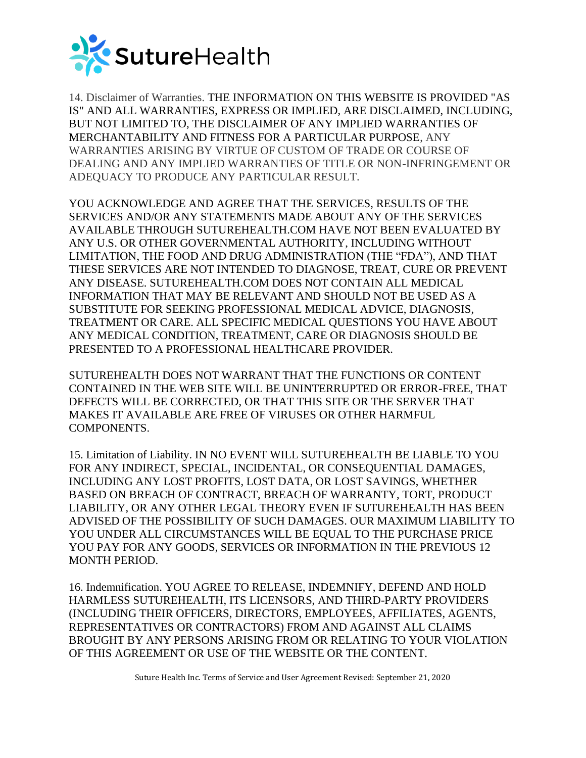14. Disclaimer of Warranties. THE INFORMATION ON THIS WEBSITE IS PROVIDED "AS IS" AND ALL WARRANTIES, EXPRESS OR IMPLIED, ARE DISCLAIMED, INCLUDING, BUT NOT LIMITED TO, THE DISCLAIMER OF ANY IMPLIED WARRANTIES OF MERCHANTABILITY AND FITNESS FOR A PARTICULAR PURPOSE, ANY WARRANTIES ARISING BY VIRTUE OF CUSTOM OF TRADE OR COURSE OF DEALING AND ANY IMPLIED WARRANTIES OF TITLE OR NON-INFRINGEMENT OR ADEQUACY TO PRODUCE ANY PARTICULAR RESULT.

YOU ACKNOWLEDGE AND AGREE THAT THE SERVICES, RESULTS OF THE SERVICES AND/OR ANY STATEMENTS MADE ABOUT ANY OF THE SERVICES AVAILABLE THROUGH SUTUREHEALTH.COM HAVE NOT BEEN EVALUATED BY ANY U.S. OR OTHER GOVERNMENTAL AUTHORITY, INCLUDING WITHOUT LIMITATION, THE FOOD AND DRUG ADMINISTRATION (THE “FDA”), AND THAT THESE SERVICES ARE NOT INTENDED TO DIAGNOSE, TREAT, CURE OR PREVENT ANY DISEASE. SUTUREHEALTH.COM DOES NOT CONTAIN ALL MEDICAL INFORMATION THAT MAY BE RELEVANT AND SHOULD NOT BE USED AS A SUBSTITUTE FOR SEEKING PROFESSIONAL MEDICAL ADVICE, DIAGNOSIS, TREATMENT OR CARE. ALL SPECIFIC MEDICAL QUESTIONS YOU HAVE ABOUT ANY MEDICAL CONDITION, TREATMENT, CARE OR DIAGNOSIS SHOULD BE PRESENTED TO A PROFESSIONAL HEALTHCARE PROVIDER.

SUTUREHEALTH DOES NOT WARRANT THAT THE FUNCTIONS OR CONTENT CONTAINED IN THE WEB SITE WILL BE UNINTERRUPTED OR ERROR-FREE, THAT DEFECTS WILL BE CORRECTED, OR THAT THIS SITE OR THE SERVER THAT MAKES IT AVAILABLE ARE FREE OF VIRUSES OR OTHER HARMFUL COMPONENTS.

15. Limitation of Liability. IN NO EVENT WILL SUTUREHEALTH BE LIABLE TO YOU FOR ANY INDIRECT, SPECIAL, INCIDENTAL, OR CONSEQUENTIAL DAMAGES, INCLUDING ANY LOST PROFITS, LOST DATA, OR LOST SAVINGS, WHETHER BASED ON BREACH OF CONTRACT, BREACH OF WARRANTY, TORT, PRODUCT LIABILITY, OR ANY OTHER LEGAL THEORY EVEN IF SUTUREHEALTH HAS BEEN ADVISED OF THE POSSIBILITY OF SUCH DAMAGES. OUR MAXIMUM LIABILITY TO YOU UNDER ALL CIRCUMSTANCES WILL BE EQUAL TO THE PURCHASE PRICE YOU PAY FOR ANY GOODS, SERVICES OR INFORMATION IN THE PREVIOUS 12 MONTH PERIOD.

16. Indemnification. YOU AGREE TO RELEASE, INDEMNIFY, DEFEND AND HOLD HARMLESS SUTUREHEALTH, ITS LICENSORS, AND THIRD-PARTY PROVIDERS (INCLUDING THEIR OFFICERS, DIRECTORS, EMPLOYEES, AFFILIATES, AGENTS, REPRESENTATIVES OR CONTRACTORS) FROM AND AGAINST ALL CLAIMS BROUGHT BY ANY PERSONS ARISING FROM OR RELATING TO YOUR VIOLATION OF THIS AGREEMENT OR USE OF THE WEBSITE OR THE CONTENT.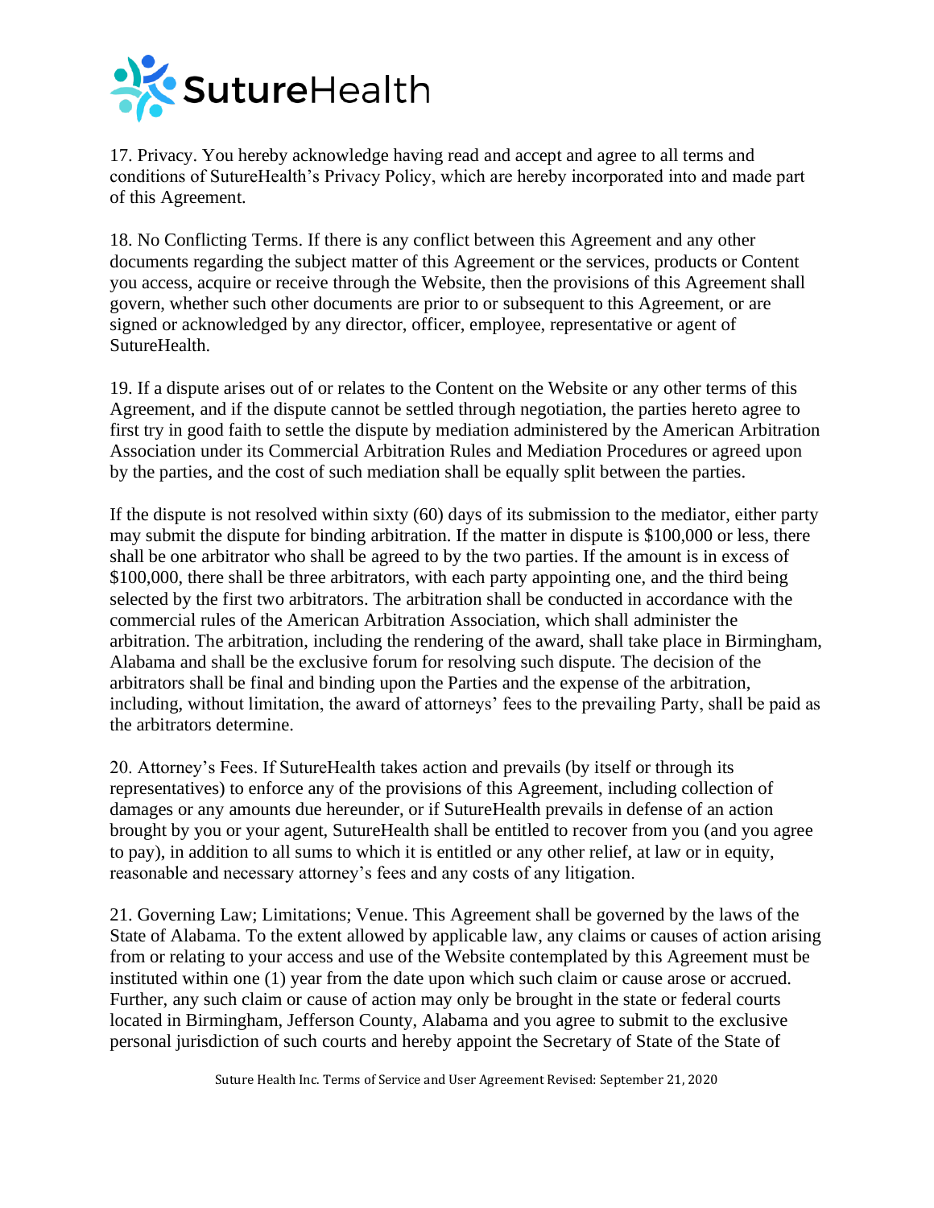17. Privacy. You hereby acknowledge having read and accept and agree to all terms and conditions of SutureHealth's Privacy Policy, which are hereby incorporated into and made part of this Agreement.

18. No Conflicting Terms. If there is any conflict between this Agreement and any other documents regarding the subject matter of this Agreement or the services, products or Content you access, acquire or receive through the Website, then the provisions of this Agreement shall govern, whether such other documents are prior to or subsequent to this Agreement, or are signed or acknowledged by any director, officer, employee, representative or agent of SutureHealth.

19. If a dispute arises out of or relates to the Content on the Website or any other terms of this Agreement, and if the dispute cannot be settled through negotiation, the parties hereto agree to first try in good faith to settle the dispute by mediation administered by the American Arbitration Association under its Commercial Arbitration Rules and Mediation Procedures or agreed upon by the parties, and the cost of such mediation shall be equally split between the parties.

If the dispute is not resolved within sixty (60) days of its submission to the mediator, either party may submit the dispute for binding arbitration. If the matter in dispute is $100,000 or less, there shall be one arbitrator who shall be agreed to by the two parties. If the amount is in excess of $100,000, there shall be three arbitrators, with each party appointing one, and the third being selected by the first two arbitrators. The arbitration shall be conducted in accordance with the commercial rules of the American Arbitration Association, which shall administer the arbitration. The arbitration, including the rendering of the award, shall take place in Birmingham, Alabama and shall be the exclusive forum for resolving such dispute. The decision of the arbitrators shall be final and binding upon the Parties and the expense of the arbitration, including, without limitation, the award of attorneys' fees to the prevailing Party, shall be paid as the arbitrators determine.

20. Attorney's Fees. If SutureHealth takes action and prevails (by itself or through its representatives) to enforce any of the provisions of this Agreement, including collection of damages or any amounts due hereunder, or if SutureHealth prevails in defense of an action brought by you or your agent, SutureHealth shall be entitled to recover from you (and you agree to pay), in addition to all sums to which it is entitled or any other relief, at law or in equity, reasonable and necessary attorney's fees and any costs of any litigation.

21. Governing Law; Limitations; Venue. This Agreement shall be governed by the laws of the State of Alabama. To the extent allowed by applicable law, any claims or causes of action arising from or relating to your access and use of the Website contemplated by this Agreement must be instituted within one (1) year from the date upon which such claim or cause arose or accrued. Further, any such claim or cause of action may only be brought in the state or federal courts located in Birmingham, Jefferson County, Alabama and you agree to submit to the exclusive personal jurisdiction of such courts and hereby appoint the Secretary of State of the State of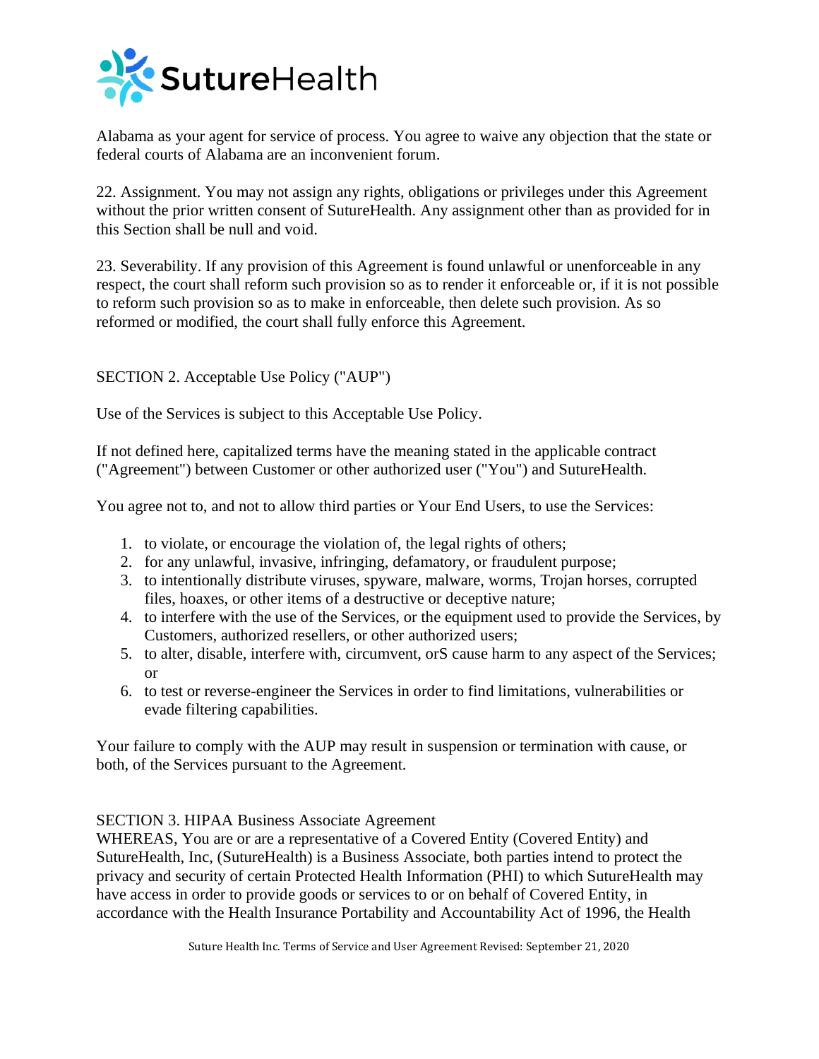Alabama as your agent for service of process. You agree to waive any objection that the state or federal courts of Alabama are an inconvenient forum.

22. Assignment. You may not assign any rights, obligations or privileges under this Agreement without the prior written consent of SutureHealth. Any assignment other than as provided for in this Section shall be null and void.

23. Severability. If any provision of this Agreement is found unlawful or unenforceable in any respect, the court shall reform such provision so as to render it enforceable or, if it is not possible to reform such provision so as to make in enforceable, then delete such provision. As so reformed or modified, the court shall fully enforce this Agreement.

SECTION 2. Acceptable Use Policy ("AUP")

Use of the Services is subject to this Acceptable Use Policy.

If not defined here, capitalized terms have the meaning stated in the applicable contract ("Agreement") between Customer or other authorized user ("You") and SutureHealth.

You agree not to, and not to allow third parties or Your End Users, to use the Services:

1. to violate, or encourage the violation of, the legal rights of others;
2. for any unlawful, invasive, infringing, defamatory, or fraudulent purpose;
3. to intentionally distribute viruses, spyware, malware, worms, Trojan horses, corrupted files, hoaxes, or other items of a destructive or deceptive nature;
4. to interfere with the use of the Services, or the equipment used to provide the Services, by Customers, authorized resellers, or other authorized users;
5. to alter, disable, interfere with, circumvent, orS cause harm to any aspect of the Services; or
6. to test or reverse-engineer the Services in order to find limitations, vulnerabilities or evade filtering capabilities.

Your failure to comply with the AUP may result in suspension or termination with cause, or both, of the Services pursuant to the Agreement.

SECTION 3. HIPAA Business Associate Agreement

WHEREAS, You are or are a representative of a Covered Entity (Covered Entity) and SutureHealth, Inc, (SutureHealth) is a Business Associate, both parties intend to protect the privacy and security of certain Protected Health Information (PHI) to which SutureHealth may have access in order to provide goods or services to or on behalf of Covered Entity, in accordance with the Health Insurance Portability and Accountability Act of 1996, the Health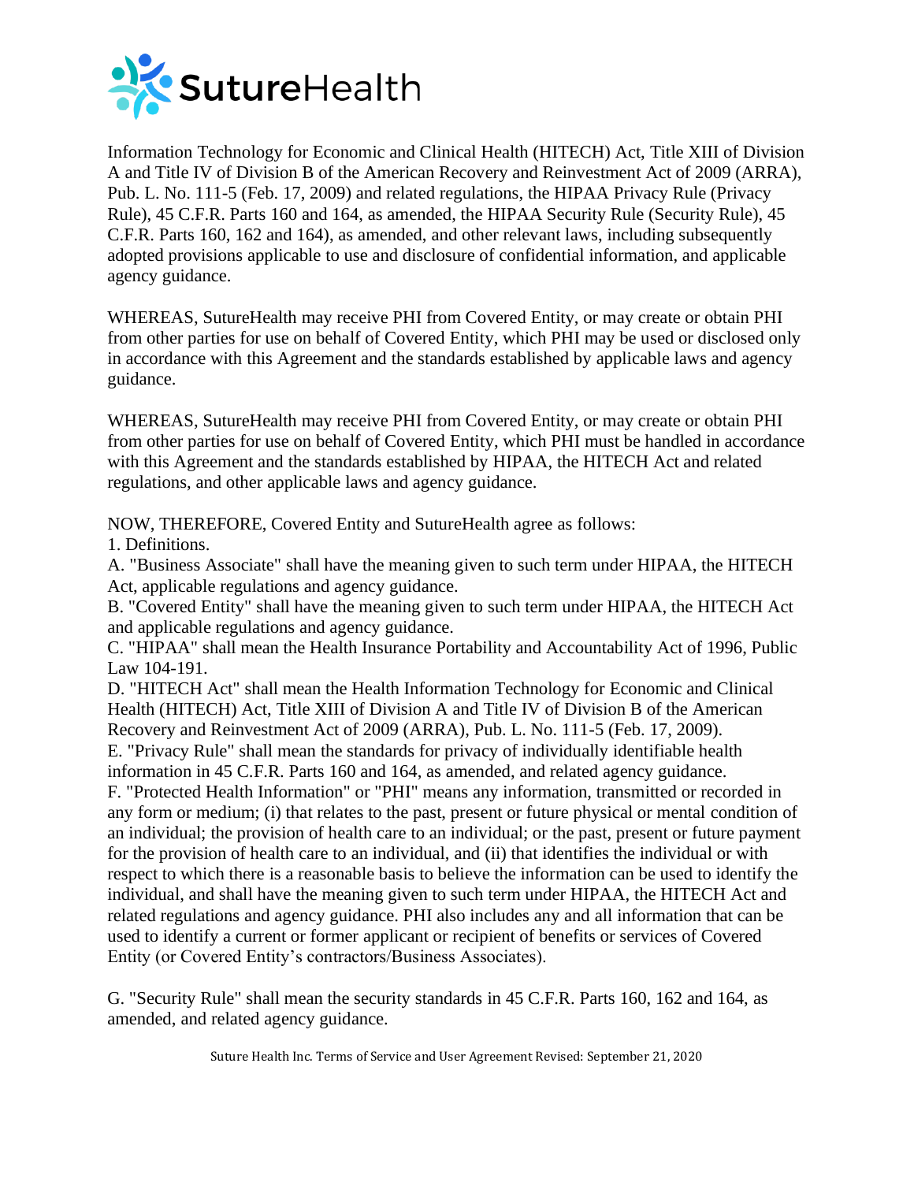Information Technology for Economic and Clinical Health (HITECH) Act, Title XIII of Division A and Title IV of Division B of the American Recovery and Reinvestment Act of 2009 (ARRA), Pub. L. No. 111-5 (Feb. 17, 2009) and related regulations, the HIPAA Privacy Rule (Privacy Rule), 45 C.F.R. Parts 160 and 164, as amended, the HIPAA Security Rule (Security Rule), 45 C.F.R. Parts 160, 162 and 164), as amended, and other relevant laws, including subsequently adopted provisions applicable to use and disclosure of confidential information, and applicable agency guidance.

WHEREAS, SutureHealth may receive PHI from Covered Entity, or may create or obtain PHI from other parties for use on behalf of Covered Entity, which PHI may be used or disclosed only in accordance with this Agreement and the standards established by applicable laws and agency guidance.

WHEREAS, SutureHealth may receive PHI from Covered Entity, or may create or obtain PHI from other parties for use on behalf of Covered Entity, which PHI must be handled in accordance with this Agreement and the standards established by HIPAA, the HITECH Act and related regulations, and other applicable laws and agency guidance.

NOW, THEREFORE, Covered Entity and SutureHealth agree as follows:

1. Definitions.

A. "Business Associate" shall have the meaning given to such term under HIPAA, the HITECH Act, applicable regulations and agency guidance.

B. "Covered Entity" shall have the meaning given to such term under HIPAA, the HITECH Act and applicable regulations and agency guidance.

C. "HIPAA" shall mean the Health Insurance Portability and Accountability Act of 1996, Public Law 104-191.

D. "HITECH Act" shall mean the Health Information Technology for Economic and Clinical Health (HITECH) Act, Title XIII of Division A and Title IV of Division B of the American Recovery and Reinvestment Act of 2009 (ARRA), Pub. L. No. 111-5 (Feb. 17, 2009).

E. "Privacy Rule" shall mean the standards for privacy of individually identifiable health information in 45 C.F.R. Parts 160 and 164, as amended, and related agency guidance.

F. "Protected Health Information" or "PHI" means any information, transmitted or recorded in any form or medium; (i) that relates to the past, present or future physical or mental condition of an individual; the provision of health care to an individual; or the past, present or future payment for the provision of health care to an individual, and (ii) that identifies the individual or with respect to which there is a reasonable basis to believe the information can be used to identify the individual, and shall have the meaning given to such term under HIPAA, the HITECH Act and related regulations and agency guidance. PHI also includes any and all information that can be used to identify a current or former applicant or recipient of benefits or services of Covered Entity (or Covered Entity's contractors/Business Associates).

G. "Security Rule" shall mean the security standards in 45 C.F.R. Parts 160, 162 and 164, as amended, and related agency guidance.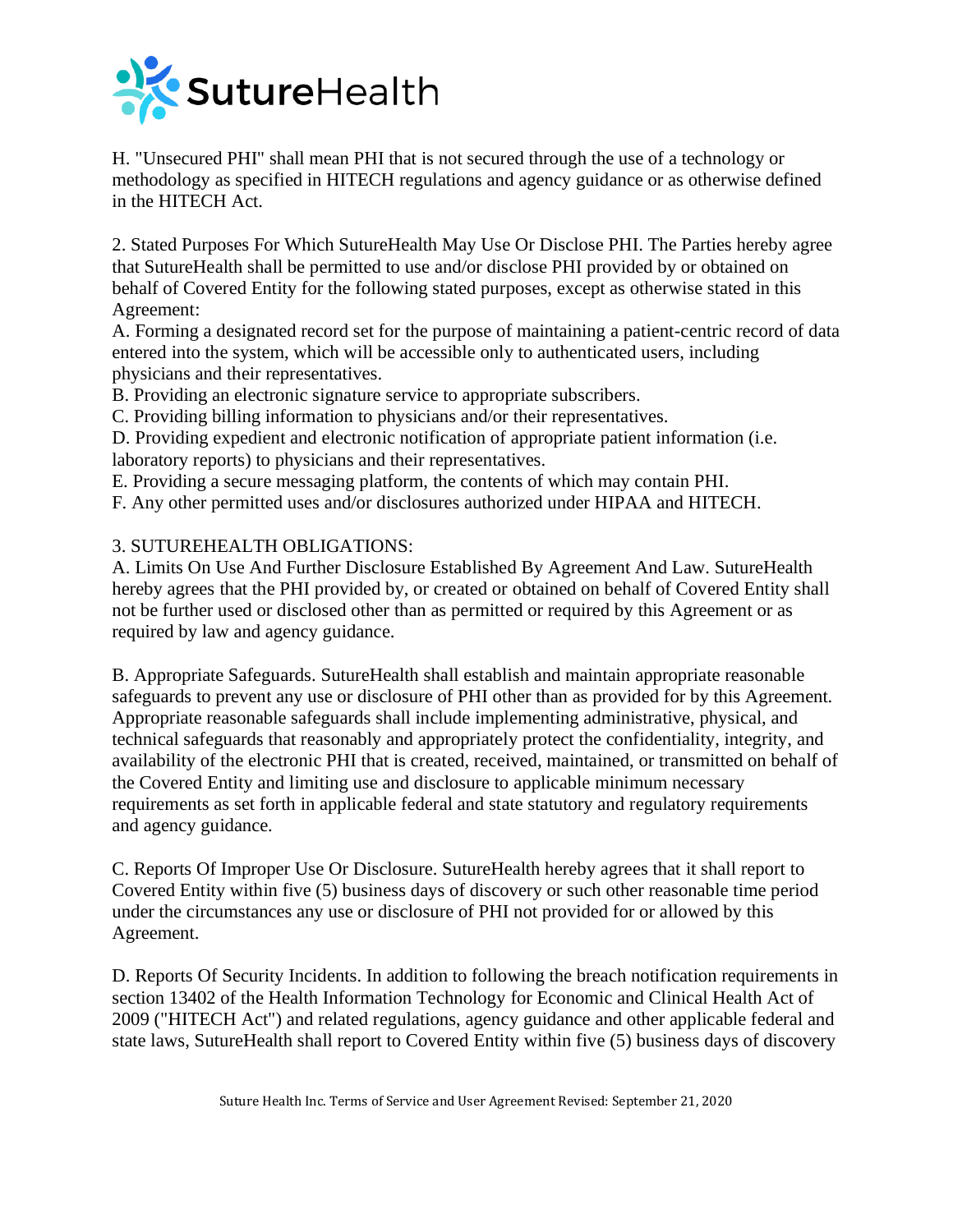H. "Unsecured PHI" shall mean PHI that is not secured through the use of a technology or methodology as specified in HITECH regulations and agency guidance or as otherwise defined in the HITECH Act.

2. Stated Purposes For Which SutureHealth May Use Or Disclose PHI. The Parties hereby agree that SutureHealth shall be permitted to use and/or disclose PHI provided by or obtained on behalf of Covered Entity for the following stated purposes, except as otherwise stated in this Agreement:

A. Forming a designated record set for the purpose of maintaining a patient-centric record of data entered into the system, which will be accessible only to authenticated users, including physicians and their representatives.

B. Providing an electronic signature service to appropriate subscribers.

C. Providing billing information to physicians and/or their representatives.

D. Providing expedient and electronic notification of appropriate patient information (i.e. laboratory reports) to physicians and their representatives.

E. Providing a secure messaging platform, the contents of which may contain PHI.

F. Any other permitted uses and/or disclosures authorized under HIPAA and HITECH.

3. SUTUREHEALTH OBLIGATIONS:

A. Limits On Use And Further Disclosure Established By Agreement And Law. SutureHealth hereby agrees that the PHI provided by, or created or obtained on behalf of Covered Entity shall not be further used or disclosed other than as permitted or required by this Agreement or as required by law and agency guidance.

B. Appropriate Safeguards. SutureHealth shall establish and maintain appropriate reasonable safeguards to prevent any use or disclosure of PHI other than as provided for by this Agreement. Appropriate reasonable safeguards shall include implementing administrative, physical, and technical safeguards that reasonably and appropriately protect the confidentiality, integrity, and availability of the electronic PHI that is created, received, maintained, or transmitted on behalf of the Covered Entity and limiting use and disclosure to applicable minimum necessary requirements as set forth in applicable federal and state statutory and regulatory requirements and agency guidance.

C. Reports Of Improper Use Or Disclosure. SutureHealth hereby agrees that it shall report to Covered Entity within five (5) business days of discovery or such other reasonable time period under the circumstances any use or disclosure of PHI not provided for or allowed by this Agreement.

D. Reports Of Security Incidents. In addition to following the breach notification requirements in section 13402 of the Health Information Technology for Economic and Clinical Health Act of 2009 ("HITECH Act") and related regulations, agency guidance and other applicable federal and state laws, SutureHealth shall report to Covered Entity within five (5) business days of discovery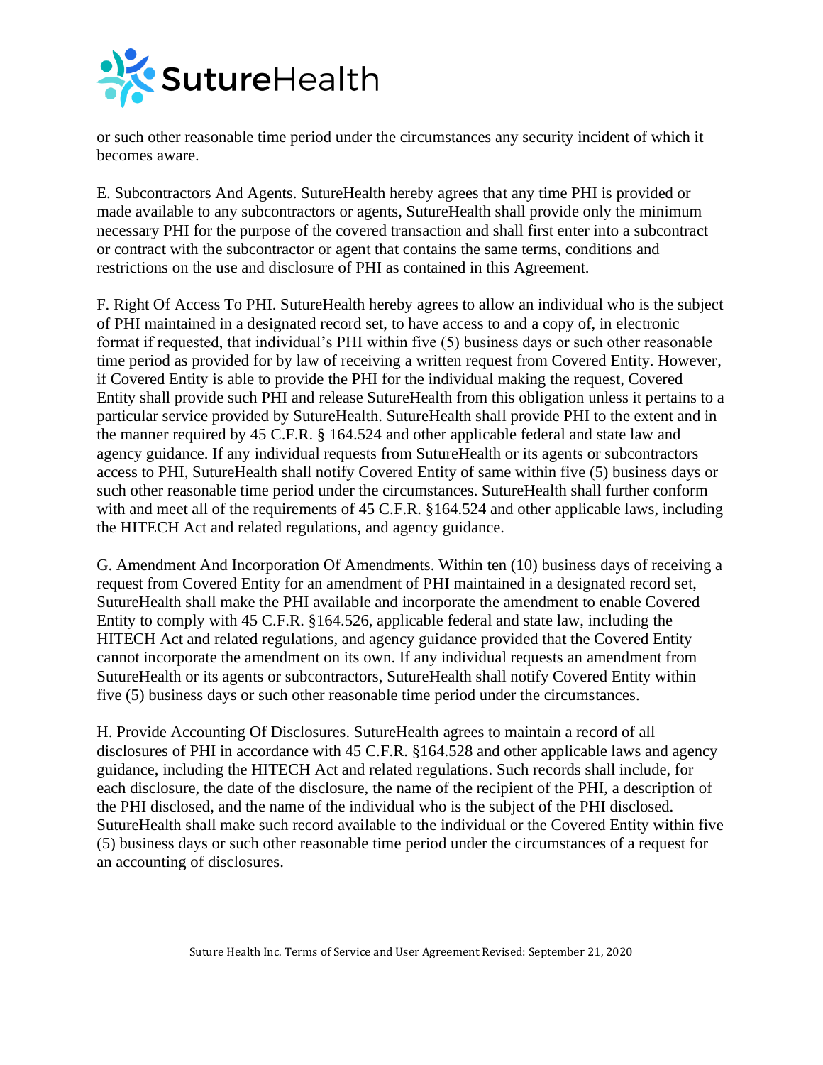or such other reasonable time period under the circumstances any security incident of which it becomes aware.

E. Subcontractors And Agents. SutureHealth hereby agrees that any time PHI is provided or made available to any subcontractors or agents, SutureHealth shall provide only the minimum necessary PHI for the purpose of the covered transaction and shall first enter into a subcontract or contract with the subcontractor or agent that contains the same terms, conditions and restrictions on the use and disclosure of PHI as contained in this Agreement.

F. Right Of Access To PHI. SutureHealth hereby agrees to allow an individual who is the subject of PHI maintained in a designated record set, to have access to and a copy of, in electronic format if requested, that individual's PHI within five (5) business days or such other reasonable time period as provided for by law of receiving a written request from Covered Entity. However, if Covered Entity is able to provide the PHI for the individual making the request, Covered Entity shall provide such PHI and release SutureHealth from this obligation unless it pertains to a particular service provided by SutureHealth. SutureHealth shall provide PHI to the extent and in the manner required by 45 C.F.R. § 164.524 and other applicable federal and state law and agency guidance. If any individual requests from SutureHealth or its agents or subcontractors access to PHI, SutureHealth shall notify Covered Entity of same within five (5) business days or such other reasonable time period under the circumstances. SutureHealth shall further conform with and meet all of the requirements of 45 C.F.R. §164.524 and other applicable laws, including the HITECH Act and related regulations, and agency guidance.

G. Amendment And Incorporation Of Amendments. Within ten (10) business days of receiving a request from Covered Entity for an amendment of PHI maintained in a designated record set, SutureHealth shall make the PHI available and incorporate the amendment to enable Covered Entity to comply with 45 C.F.R. §164.526, applicable federal and state law, including the HITECH Act and related regulations, and agency guidance provided that the Covered Entity cannot incorporate the amendment on its own. If any individual requests an amendment from SutureHealth or its agents or subcontractors, SutureHealth shall notify Covered Entity within five (5) business days or such other reasonable time period under the circumstances.

H. Provide Accounting Of Disclosures. SutureHealth agrees to maintain a record of all disclosures of PHI in accordance with 45 C.F.R. §164.528 and other applicable laws and agency guidance, including the HITECH Act and related regulations. Such records shall include, for each disclosure, the date of the disclosure, the name of the recipient of the PHI, a description of the PHI disclosed, and the name of the individual who is the subject of the PHI disclosed. SutureHealth shall make such record available to the individual or the Covered Entity within five (5) business days or such other reasonable time period under the circumstances of a request for an accounting of disclosures.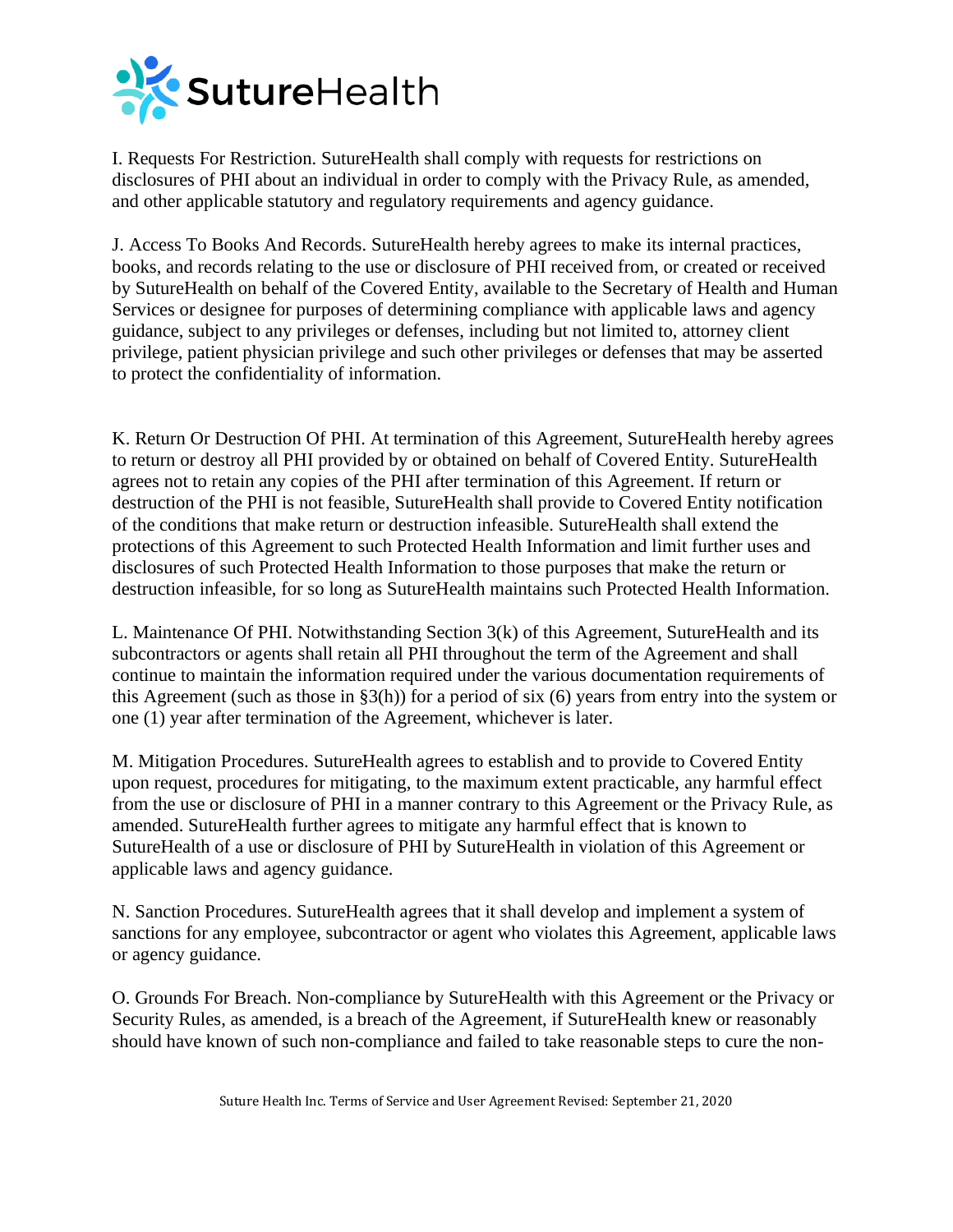I. Requests For Restriction. SutureHealth shall comply with requests for restrictions on disclosures of PHI about an individual in order to comply with the Privacy Rule, as amended, and other applicable statutory and regulatory requirements and agency guidance.

J. Access To Books And Records. SutureHealth hereby agrees to make its internal practices, books, and records relating to the use or disclosure of PHI received from, or created or received by SutureHealth on behalf of the Covered Entity, available to the Secretary of Health and Human Services or designee for purposes of determining compliance with applicable laws and agency guidance, subject to any privileges or defenses, including but not limited to, attorney client privilege, patient physician privilege and such other privileges or defenses that may be asserted to protect the confidentiality of information.

K. Return Or Destruction Of PHI. At termination of this Agreement, SutureHealth hereby agrees to return or destroy all PHI provided by or obtained on behalf of Covered Entity. SutureHealth agrees not to retain any copies of the PHI after termination of this Agreement. If return or destruction of the PHI is not feasible, SutureHealth shall provide to Covered Entity notification of the conditions that make return or destruction infeasible. SutureHealth shall extend the protections of this Agreement to such Protected Health Information and limit further uses and disclosures of such Protected Health Information to those purposes that make the return or destruction infeasible, for so long as SutureHealth maintains such Protected Health Information.

L. Maintenance Of PHI. Notwithstanding Section 3(k) of this Agreement, SutureHealth and its subcontractors or agents shall retain all PHI throughout the term of the Agreement and shall continue to maintain the information required under the various documentation requirements of this Agreement (such as those in §3(h)) for a period of six (6) years from entry into the system or one (1) year after termination of the Agreement, whichever is later.

M. Mitigation Procedures. SutureHealth agrees to establish and to provide to Covered Entity upon request, procedures for mitigating, to the maximum extent practicable, any harmful effect from the use or disclosure of PHI in a manner contrary to this Agreement or the Privacy Rule, as amended. SutureHealth further agrees to mitigate any harmful effect that is known to SutureHealth of a use or disclosure of PHI by SutureHealth in violation of this Agreement or applicable laws and agency guidance.

N. Sanction Procedures. SutureHealth agrees that it shall develop and implement a system of sanctions for any employee, subcontractor or agent who violates this Agreement, applicable laws or agency guidance.

O. Grounds For Breach. Non-compliance by SutureHealth with this Agreement or the Privacy or Security Rules, as amended, is a breach of the Agreement, if SutureHealth knew or reasonably should have known of such non-compliance and failed to take reasonable steps to cure the non-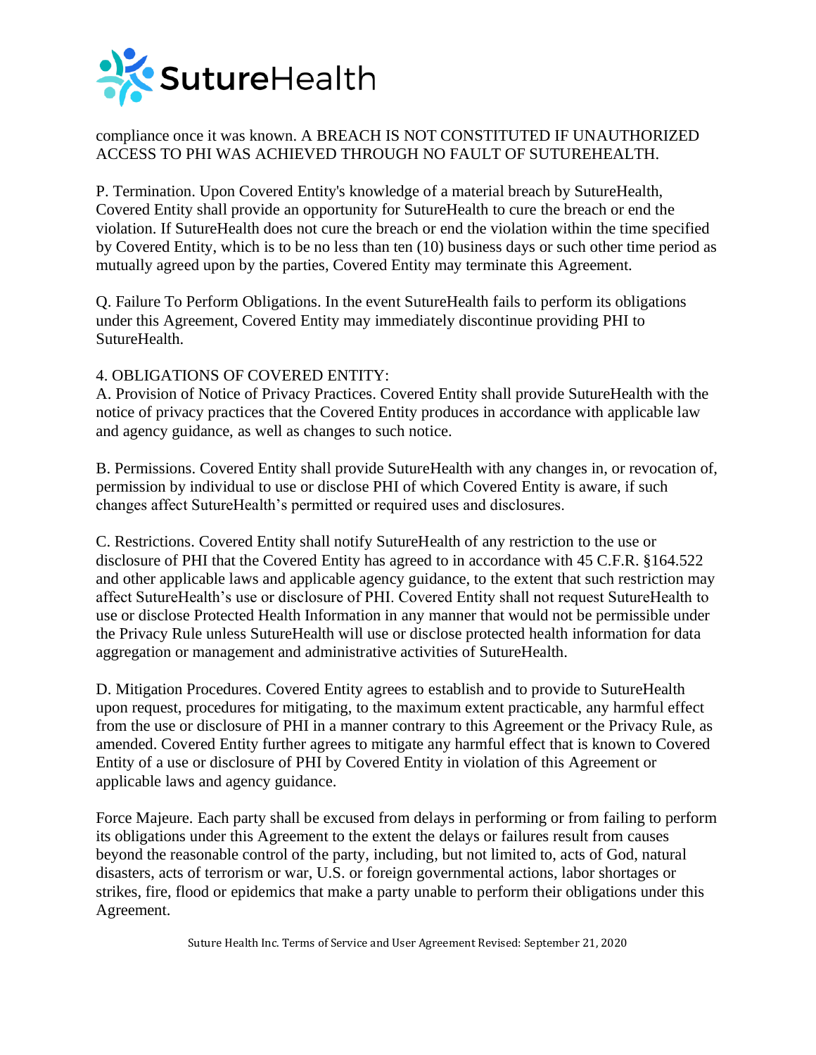compliance once it was known. A BREACH IS NOT CONSTITUTED IF UNAUTHORIZED ACCESS TO PHI WAS ACHIEVED THROUGH NO FAULT OF SUTUREHEALTH.

P. Termination. Upon Covered Entity's knowledge of a material breach by SutureHealth, Covered Entity shall provide an opportunity for SutureHealth to cure the breach or end the violation. If SutureHealth does not cure the breach or end the violation within the time specified by Covered Entity, which is to be no less than ten (10) business days or such other time period as mutually agreed upon by the parties, Covered Entity may terminate this Agreement.

Q. Failure To Perform Obligations. In the event SutureHealth fails to perform its obligations under this Agreement, Covered Entity may immediately discontinue providing PHI to SutureHealth.

4. OBLIGATIONS OF COVERED ENTITY:

A. Provision of Notice of Privacy Practices. Covered Entity shall provide SutureHealth with the notice of privacy practices that the Covered Entity produces in accordance with applicable law and agency guidance, as well as changes to such notice.

B. Permissions. Covered Entity shall provide SutureHealth with any changes in, or revocation of, permission by individual to use or disclose PHI of which Covered Entity is aware, if such changes affect SutureHealth's permitted or required uses and disclosures.

C. Restrictions. Covered Entity shall notify SutureHealth of any restriction to the use or disclosure of PHI that the Covered Entity has agreed to in accordance with 45 C.F.R. §164.522 and other applicable laws and applicable agency guidance, to the extent that such restriction may affect SutureHealth's use or disclosure of PHI. Covered Entity shall not request SutureHealth to use or disclose Protected Health Information in any manner that would not be permissible under the Privacy Rule unless SutureHealth will use or disclose protected health information for data aggregation or management and administrative activities of SutureHealth.

D. Mitigation Procedures. Covered Entity agrees to establish and to provide to SutureHealth upon request, procedures for mitigating, to the maximum extent practicable, any harmful effect from the use or disclosure of PHI in a manner contrary to this Agreement or the Privacy Rule, as amended. Covered Entity further agrees to mitigate any harmful effect that is known to Covered Entity of a use or disclosure of PHI by Covered Entity in violation of this Agreement or applicable laws and agency guidance.

Force Majeure. Each party shall be excused from delays in performing or from failing to perform its obligations under this Agreement to the extent the delays or failures result from causes beyond the reasonable control of the party, including, but not limited to, acts of God, natural disasters, acts of terrorism or war, U.S. or foreign governmental actions, labor shortages or strikes, fire, flood or epidemics that make a party unable to perform their obligations under this Agreement.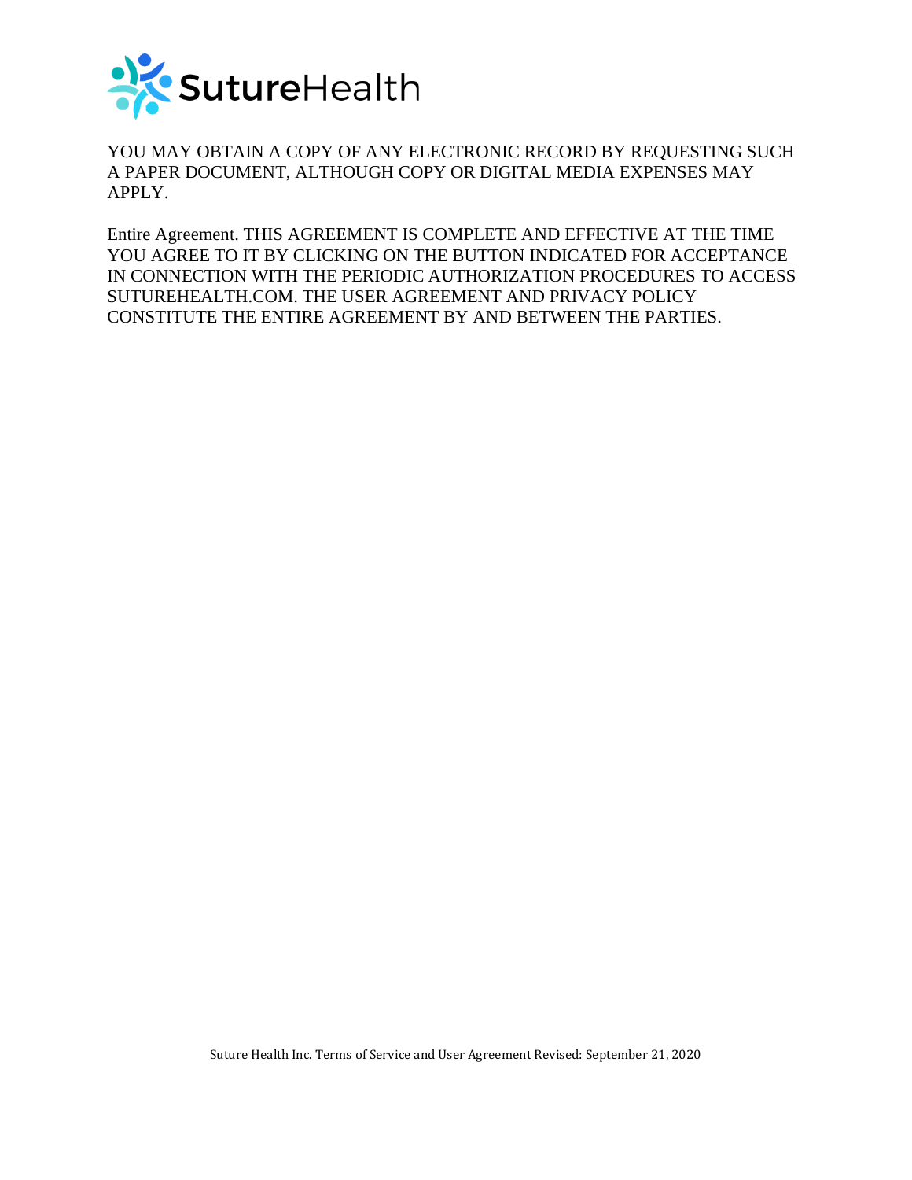YOU MAY OBTAIN A COPY OF ANY ELECTRONIC RECORD BY REQUESTING SUCH A PAPER DOCUMENT, ALTHOUGH COPY OR DIGITAL MEDIA EXPENSES MAY APPLY.

Entire Agreement. THIS AGREEMENT IS COMPLETE AND EFFECTIVE AT THE TIME YOU AGREE TO IT BY CLICKING ON THE BUTTON INDICATED FOR ACCEPTANCE IN CONNECTION WITH THE PERIODIC AUTHORIZATION PROCEDURES TO ACCESS SUTUREHEALTH.COM. THE USER AGREEMENT AND PRIVACY POLICY CONSTITUTE THE ENTIRE AGREEMENT BY AND BETWEEN THE PARTIES.